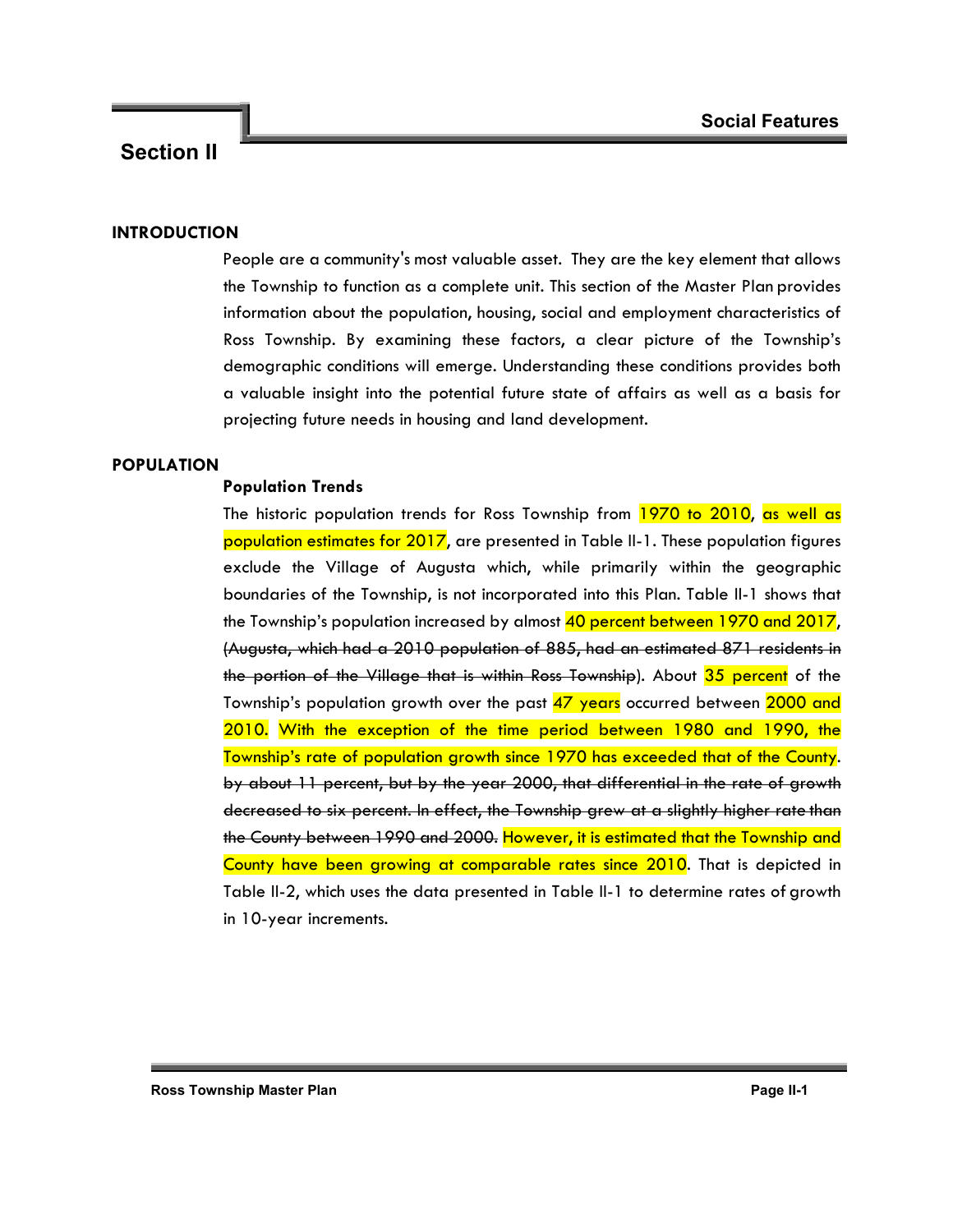# Section II

## Social Features

### INTRODUCTION

People are a community's most valuable asset. They are the key element that allows the Township to function as a complete unit. This section of the Master Plan provides information about the population, housing, social and employment characteristics of Ross Township. By examining these factors, a clear picture of the Township's demographic conditions will emerge. Understanding these conditions provides both a valuable insight into the potential future state of affairs as well as a basis for projecting future needs in housing and land development.

### POPULATION

#### Population Trends

The historic population trends for Ross Township from 1970 to 2010, as well as population estimates for 2017, are presented in Table II-1. These population figures exclude the Village of Augusta which, while primarily within the geographic boundaries of the Township, is not incorporated into this Plan. Table II-1 shows that the Township's population increased by almost 40 percent between 1970 and 2017, ~~(Augusta, which had a 2010 population of 885, had an estimated 871 residents in the portion of the Village that is within Ross Township~~). About 35 percent of the Township's population growth over the past 47 years occurred between 2000 and 2010. With the exception of the time period between 1980 and 1990, the Township's rate of population growth since 1970 has exceeded that of the County. ~~by about 11 percent, but by the year 2000, that differential in the rate of growth decreased to six percent. In effect, the Township grew at a slightly higher rate than the County between 1990 and 2000.~~ However, it is estimated that the Township and County have been growing at comparable rates since 2010. That is depicted in Table II-2, which uses the data presented in Table II-1 to determine rates of growth in 10-year increments.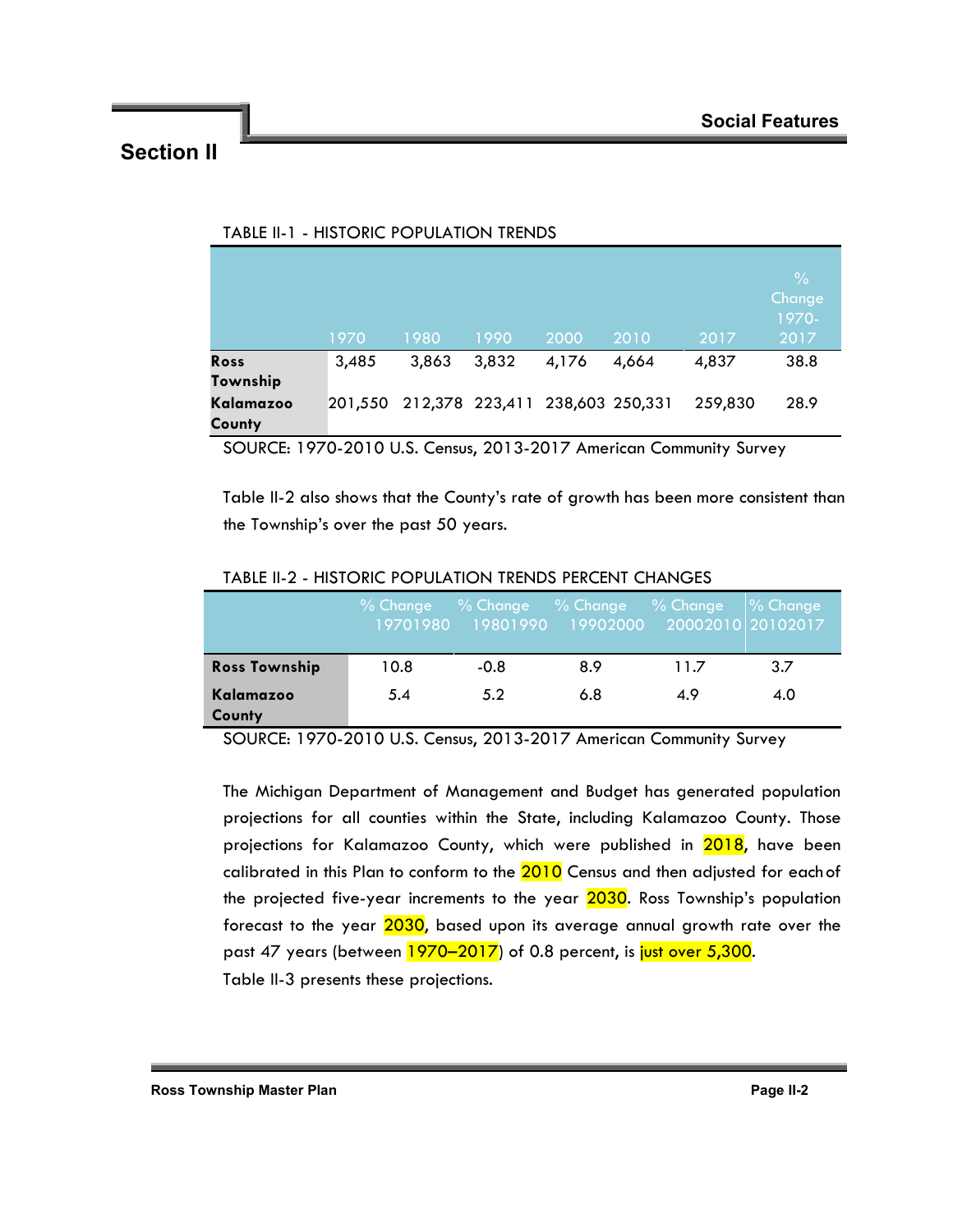## Section II

### Social Features

TABLE II-1 - HISTORIC POPULATION TRENDS

| | 1970 | 1980 | 1990 | 2000 | 2010 | 2017 | % Change 1970-2017 |
|---|---|---|---|---|---|---|---|
| **Ross Township** | 3,485 | 3,863 | 3,832 | 4,176 | 4,664 | 4,837 | 38.8 |
| **Kalamazoo County** | 201,550 | 212,378 | 223,411 | 238,603 | 250,331 | 259,830 | 28.9 |

SOURCE: 1970-2010 U.S. Census, 2013-2017 American Community Survey

Table II-2 also shows that the County's rate of growth has been more consistent than the Township's over the past 50 years.

TABLE II-2 - HISTORIC POPULATION TRENDS PERCENT CHANGES

| | % Change 19701980 | % Change 19801990 | % Change 19902000 | % Change 20002010 | % Change 20102017 |
|---|---|---|---|---|---|
| **Ross Township** | 10.8 | -0.8 | 8.9 | 11.7 | 3.7 |
| **Kalamazoo County** | 5.4 | 5.2 | 6.8 | 4.9 | 4.0 |

SOURCE: 1970-2010 U.S. Census, 2013-2017 American Community Survey

The Michigan Department of Management and Budget has generated population projections for all counties within the State, including Kalamazoo County. Those projections for Kalamazoo County, which were published in 2018, have been calibrated in this Plan to conform to the 2010 Census and then adjusted for each of the projected five-year increments to the year 2030. Ross Township's population forecast to the year 2030, based upon its average annual growth rate over the past 47 years (between 1970–2017) of 0.8 percent, is just over 5,300.
Table II-3 presents these projections.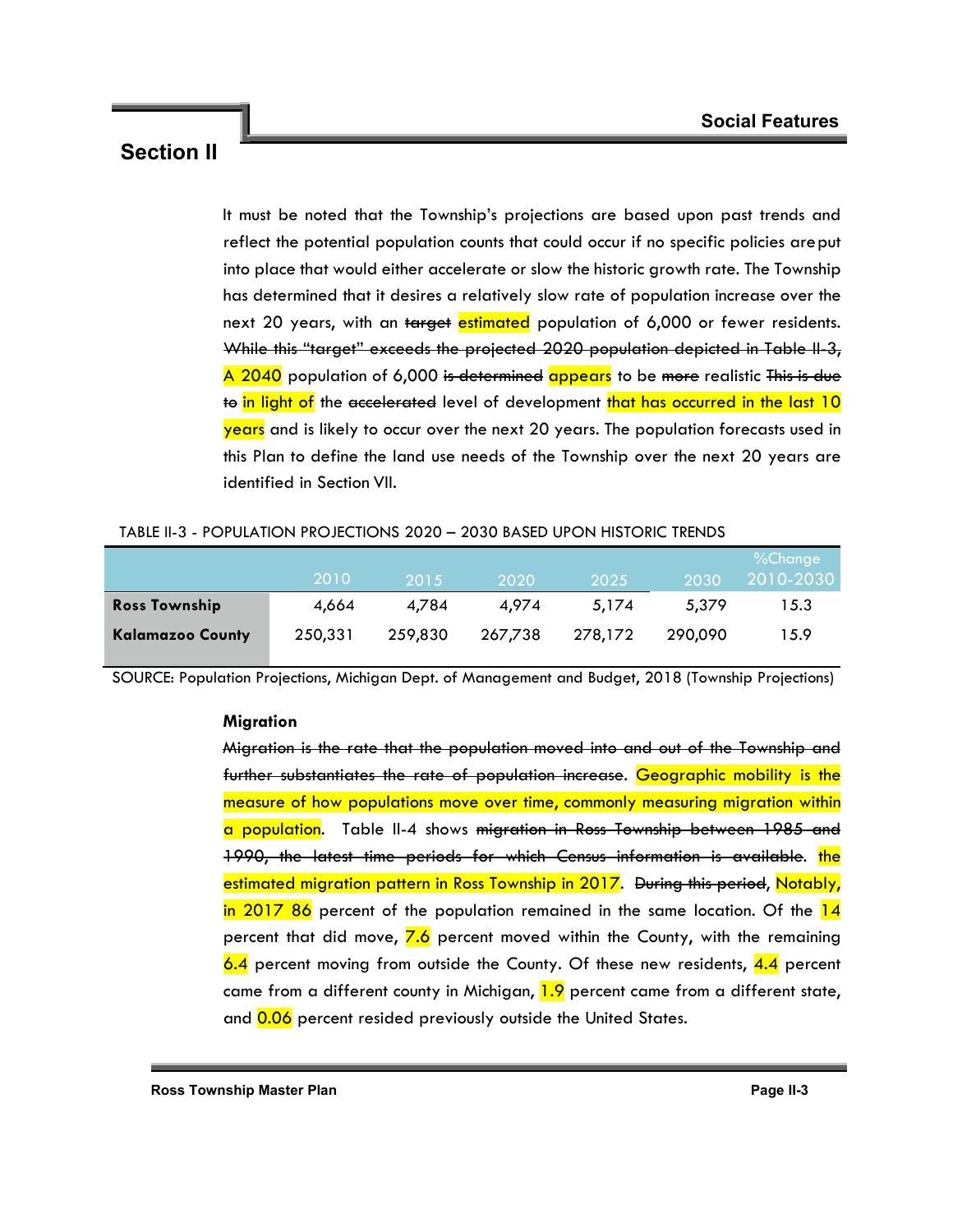It must be noted that the Township's projections are based upon past trends and reflect the potential population counts that could occur if no specific policies are put into place that would either accelerate or slow the historic growth rate. The Township has determined that it desires a relatively slow rate of population increase over the next 20 years, with an ~~target~~ estimated population of 6,000 or fewer residents. ~~While this "target" exceeds the projected 2020 population depicted in Table II-3,~~ A 2040 population of 6,000 ~~is determined~~ appears to be ~~more~~ realistic ~~This is due to~~ in light of the ~~accelerated~~ level of development that has occurred in the last 10 years and is likely to occur over the next 20 years. The population forecasts used in this Plan to define the land use needs of the Township over the next 20 years are identified in Section VII.

TABLE II-3 - POPULATION PROJECTIONS 2020 – 2030 BASED UPON HISTORIC TRENDS

| | 2010 | 2015 | 2020 | 2025 | 2030 | %Change 2010-2030 |
|---|---|---|---|---|---|---|
| **Ross Township** | 4,664 | 4,784 | 4,974 | 5,174 | 5,379 | 15.3 |
| **Kalamazoo County** | 250,331 | 259,830 | 267,738 | 278,172 | 290,090 | 15.9 |

SOURCE: Population Projections, Michigan Dept. of Management and Budget, 2018 (Township Projections)

**Migration**

~~Migration is the rate that the population moved into and out of the Township and further substantiates the rate of population increase~~. Geographic mobility is the measure of how populations move over time, commonly measuring migration within a population. Table II-4 shows ~~migration in Ross Township between 1985 and 1990, the latest time periods for which Census information is available~~. the estimated migration pattern in Ross Township in 2017. ~~During this period~~, Notably, in 2017 86 percent of the population remained in the same location. Of the 14 percent that did move, 7.6 percent moved within the County, with the remaining 6.4 percent moving from outside the County. Of these new residents, 4.4 percent came from a different county in Michigan, 1.9 percent came from a different state, and 0.06 percent resided previously outside the United States.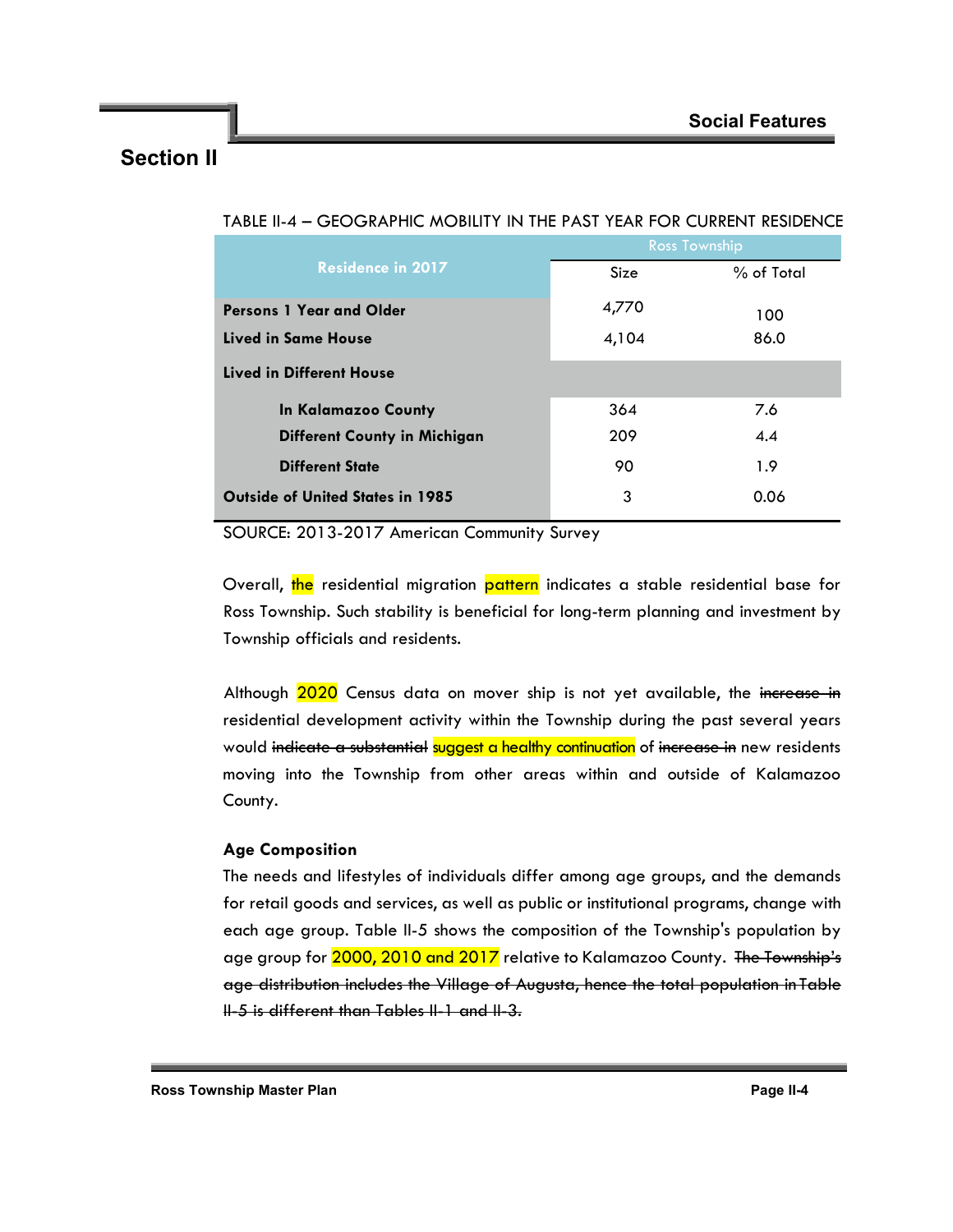TABLE II-4 – GEOGRAPHIC MOBILITY IN THE PAST YEAR FOR CURRENT RESIDENCE

| Residence in 2017 | Ross Township | |
|---|---|---|
| | Size | % of Total |
| **Persons 1 Year and Older** | 4,770 | 100 |
| **Lived in Same House** | 4,104 | 86.0 |
| **Lived in Different House** | | |
| **In Kalamazoo County** | 364 | 7.6 |
| **Different County in Michigan** | 209 | 4.4 |
| **Different State** | 90 | 1.9 |
| **Outside of United States in 1985** | 3 | 0.06 |

SOURCE: 2013-2017 American Community Survey

Overall, the residential migration pattern indicates a stable residential base for Ross Township. Such stability is beneficial for long-term planning and investment by Township officials and residents.

Although 2020 Census data on mover ship is not yet available, the ~~increase in~~ residential development activity within the Township during the past several years would ~~indicate a substantial~~ suggest a healthy continuation of ~~increase in~~ new residents moving into the Township from other areas within and outside of Kalamazoo County.

**Age Composition**

The needs and lifestyles of individuals differ among age groups, and the demands for retail goods and services, as well as public or institutional programs, change with each age group. Table II-5 shows the composition of the Township's population by age group for 2000, 2010 and 2017 relative to Kalamazoo County. ~~The Township's age distribution includes the Village of Augusta, hence the total population in Table II-5 is different than Tables II-1 and II-3.~~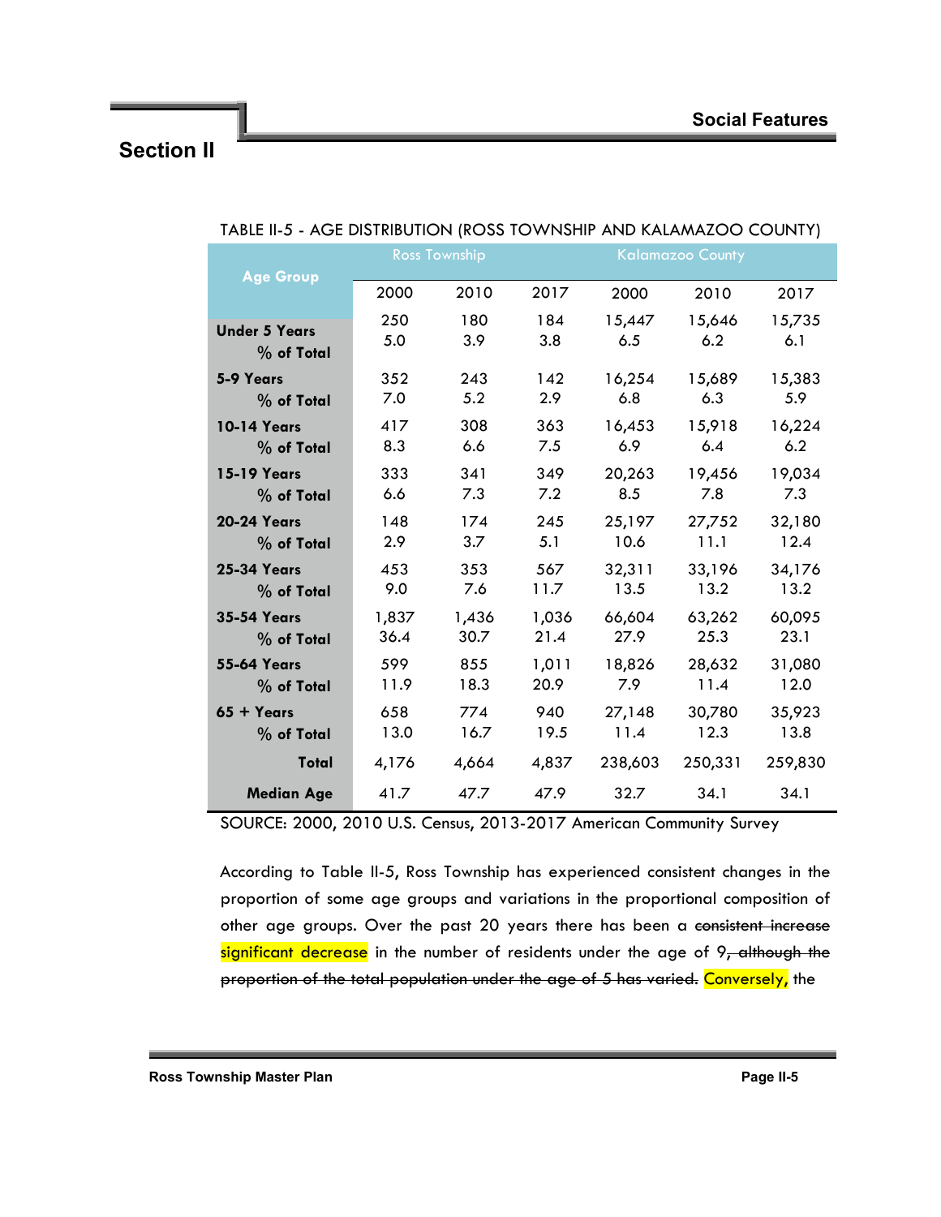## Section II

TABLE II-5 - AGE DISTRIBUTION (ROSS TOWNSHIP AND KALAMAZOO COUNTY)

| Age Group | Ross Township | | | Kalamazoo County | | |
|---|---|---|---|---|---|---|
| | 2000 | 2010 | 2017 | 2000 | 2010 | 2017 |
| **Under 5 Years** | 250 | 180 | 184 | 15,447 | 15,646 | 15,735 |
| **% of Total** | 5.0 | 3.9 | 3.8 | 6.5 | 6.2 | 6.1 |
| **5-9 Years** | 352 | 243 | 142 | 16,254 | 15,689 | 15,383 |
| **% of Total** | 7.0 | 5.2 | 2.9 | 6.8 | 6.3 | 5.9 |
| **10-14 Years** | 417 | 308 | 363 | 16,453 | 15,918 | 16,224 |
| **% of Total** | 8.3 | 6.6 | 7.5 | 6.9 | 6.4 | 6.2 |
| **15-19 Years** | 333 | 341 | 349 | 20,263 | 19,456 | 19,034 |
| **% of Total** | 6.6 | 7.3 | 7.2 | 8.5 | 7.8 | 7.3 |
| **20-24 Years** | 148 | 174 | 245 | 25,197 | 27,752 | 32,180 |
| **% of Total** | 2.9 | 3.7 | 5.1 | 10.6 | 11.1 | 12.4 |
| **25-34 Years** | 453 | 353 | 567 | 32,311 | 33,196 | 34,176 |
| **% of Total** | 9.0 | 7.6 | 11.7 | 13.5 | 13.2 | 13.2 |
| **35-54 Years** | 1,837 | 1,436 | 1,036 | 66,604 | 63,262 | 60,095 |
| **% of Total** | 36.4 | 30.7 | 21.4 | 27.9 | 25.3 | 23.1 |
| **55-64 Years** | 599 | 855 | 1,011 | 18,826 | 28,632 | 31,080 |
| **% of Total** | 11.9 | 18.3 | 20.9 | 7.9 | 11.4 | 12.0 |
| **65 + Years** | 658 | 774 | 940 | 27,148 | 30,780 | 35,923 |
| **% of Total** | 13.0 | 16.7 | 19.5 | 11.4 | 12.3 | 13.8 |
| **Total** | 4,176 | 4,664 | 4,837 | 238,603 | 250,331 | 259,830 |
| **Median Age** | 41.7 | 47.7 | 47.9 | 32.7 | 34.1 | 34.1 |

SOURCE: 2000, 2010 U.S. Census, 2013-2017 American Community Survey

According to Table II-5, Ross Township has experienced consistent changes in the proportion of some age groups and variations in the proportional composition of other age groups. Over the past 20 years there has been a ~~consistent increase~~ significant decrease in the number of residents under the age of 9~~, although the proportion of the total population under the age of 5 has varied.~~ Conversely, the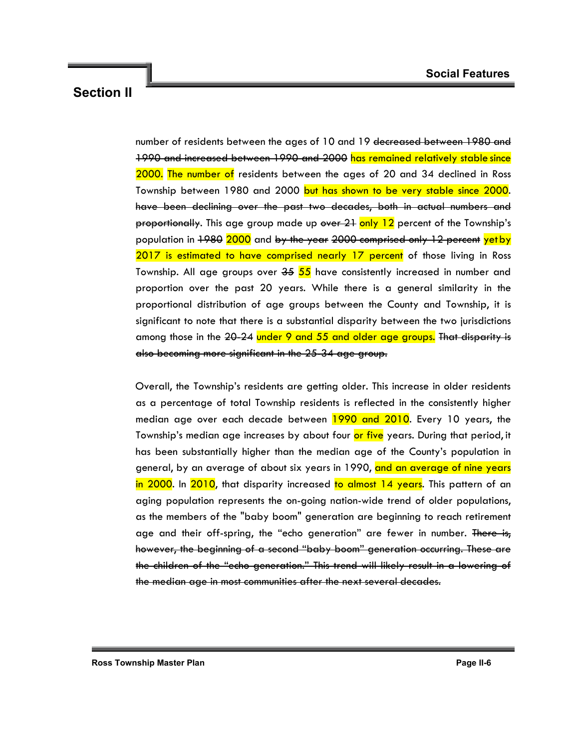number of residents between the ages of 10 and 19 ~~decreased between 1980 and 1990 and increased between 1990 and 2000~~ has remained relatively stable since 2000. The number of residents between the ages of 20 and 34 declined in Ross Township between 1980 and 2000 but has shown to be very stable since 2000. ~~have been declining over the past two decades, both in actual numbers and proportionally~~. This age group made up ~~over 21~~ only 12 percent of the Township's population in ~~1980~~ 2000 and ~~by the year 2000 comprised only 12 percent~~ yet by 2017 is estimated to have comprised nearly 17 percent of those living in Ross Township. All age groups over ~~35~~ 55 have consistently increased in number and proportion over the past 20 years. While there is a general similarity in the proportional distribution of age groups between the County and Township, it is significant to note that there is a substantial disparity between the two jurisdictions among those in the ~~20-24~~ under 9 and 55 and older age groups. ~~That disparity is also becoming more significant in the 25-34 age group.~~

Overall, the Township's residents are getting older. This increase in older residents as a percentage of total Township residents is reflected in the consistently higher median age over each decade between 1990 and 2010. Every 10 years, the Township's median age increases by about four or five years. During that period, it has been substantially higher than the median age of the County's population in general, by an average of about six years in 1990, and an average of nine years in 2000. In 2010, that disparity increased to almost 14 years. This pattern of an aging population represents the on-going nation-wide trend of older populations, as the members of the "baby boom" generation are beginning to reach retirement age and their off-spring, the "echo generation" are fewer in number. ~~There is, however, the beginning of a second "baby boom" generation occurring. These are the children of the "echo generation." This trend will likely result in a lowering of the median age in most communities after the next several decades.~~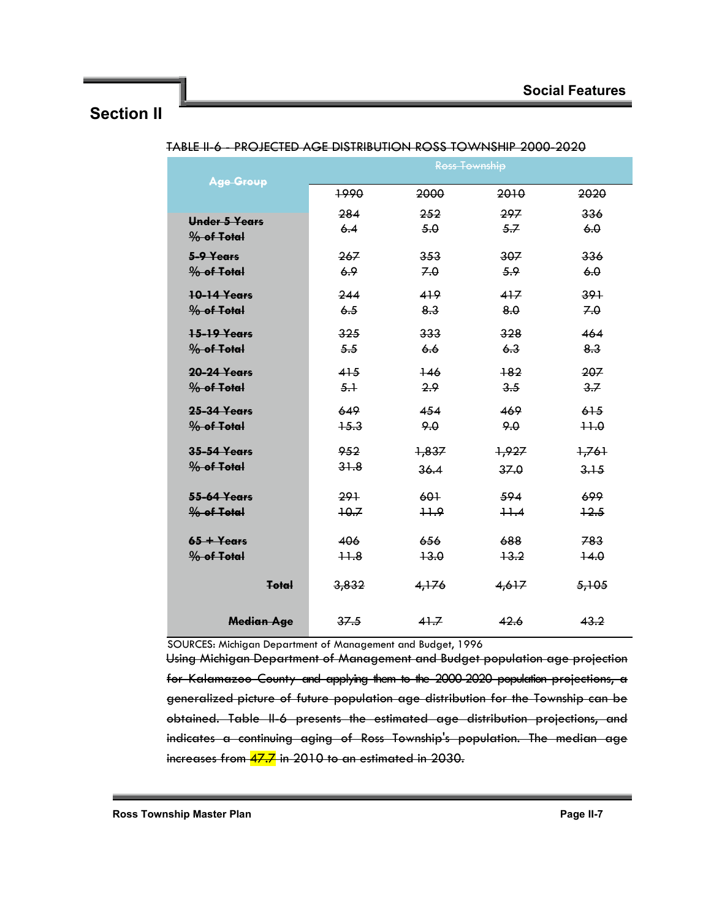## Section II

TABLE II-6 - PROJECTED AGE DISTRIBUTION ROSS TOWNSHIP 2000-2020

| Age Group | Ross Township | | | |
|---|---|---|---|---|
| | 1990 | 2000 | 2010 | 2020 |
| **Under 5 Years** | 284 | 252 | 297 | 336 |
| **% of Total** | 6.4 | 5.0 | 5.7 | 6.0 |
| **5-9 Years** | 267 | 353 | 307 | 336 |
| **% of Total** | 6.9 | 7.0 | 5.9 | 6.0 |
| **10-14 Years** | 244 | 419 | 417 | 391 |
| **% of Total** | 6.5 | 8.3 | 8.0 | 7.0 |
| **15-19 Years** | 325 | 333 | 328 | 464 |
| **% of Total** | 5.5 | 6.6 | 6.3 | 8.3 |
| **20-24 Years** | 415 | 146 | 182 | 207 |
| **% of Total** | 5.1 | 2.9 | 3.5 | 3.7 |
| **25-34 Years** | 649 | 454 | 469 | 615 |
| **% of Total** | 15.3 | 9.0 | 9.0 | 11.0 |
| **35-54 Years** | 952 | 1,837 | 1,927 | 1,761 |
| **% of Total** | 31.8 | 36.4 | 37.0 | 3.15 |
| **55-64 Years** | 291 | 601 | 594 | 699 |
| **% of Total** | 10.7 | 11.9 | 11.4 | 12.5 |
| **65 + Years** | 406 | 656 | 688 | 783 |
| **% of Total** | 11.8 | 13.0 | 13.2 | 14.0 |
| **Total** | 3,832 | 4,176 | 4,617 | 5,105 |
| **Median Age** | 37.5 | 41.7 | 42.6 | 43.2 |

SOURCES: Michigan Department of Management and Budget, 1996

Using Michigan Department of Management and Budget population age projection for Kalamazoo County and applying them to the 2000-2020 population projections, a generalized picture of future population age distribution for the Township can be obtained. Table II-6 presents the estimated age distribution projections, and indicates a continuing aging of Ross Township's population. The median age increases from 47.7 in 2010 to an estimated in 2030.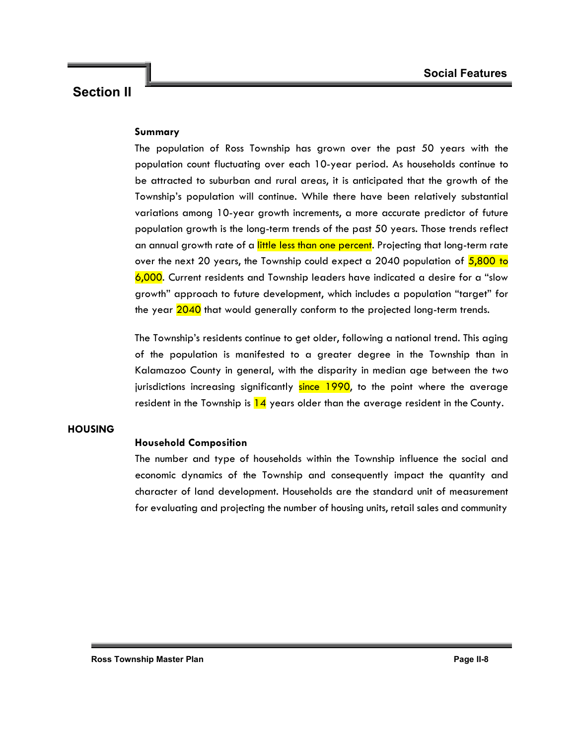## Section II

# Social Features

### Summary

The population of Ross Township has grown over the past 50 years with the population count fluctuating over each 10-year period. As households continue to be attracted to suburban and rural areas, it is anticipated that the growth of the Township's population will continue. While there have been relatively substantial variations among 10-year growth increments, a more accurate predictor of future population growth is the long-term trends of the past 50 years. Those trends reflect an annual growth rate of a little less than one percent. Projecting that long-term rate over the next 20 years, the Township could expect a 2040 population of 5,800 to 6,000. Current residents and Township leaders have indicated a desire for a "slow growth" approach to future development, which includes a population "target" for the year 2040 that would generally conform to the projected long-term trends.

The Township's residents continue to get older, following a national trend. This aging of the population is manifested to a greater degree in the Township than in Kalamazoo County in general, with the disparity in median age between the two jurisdictions increasing significantly since 1990, to the point where the average resident in the Township is 14 years older than the average resident in the County.

## HOUSING

### Household Composition

The number and type of households within the Township influence the social and economic dynamics of the Township and consequently impact the quantity and character of land development. Households are the standard unit of measurement for evaluating and projecting the number of housing units, retail sales and community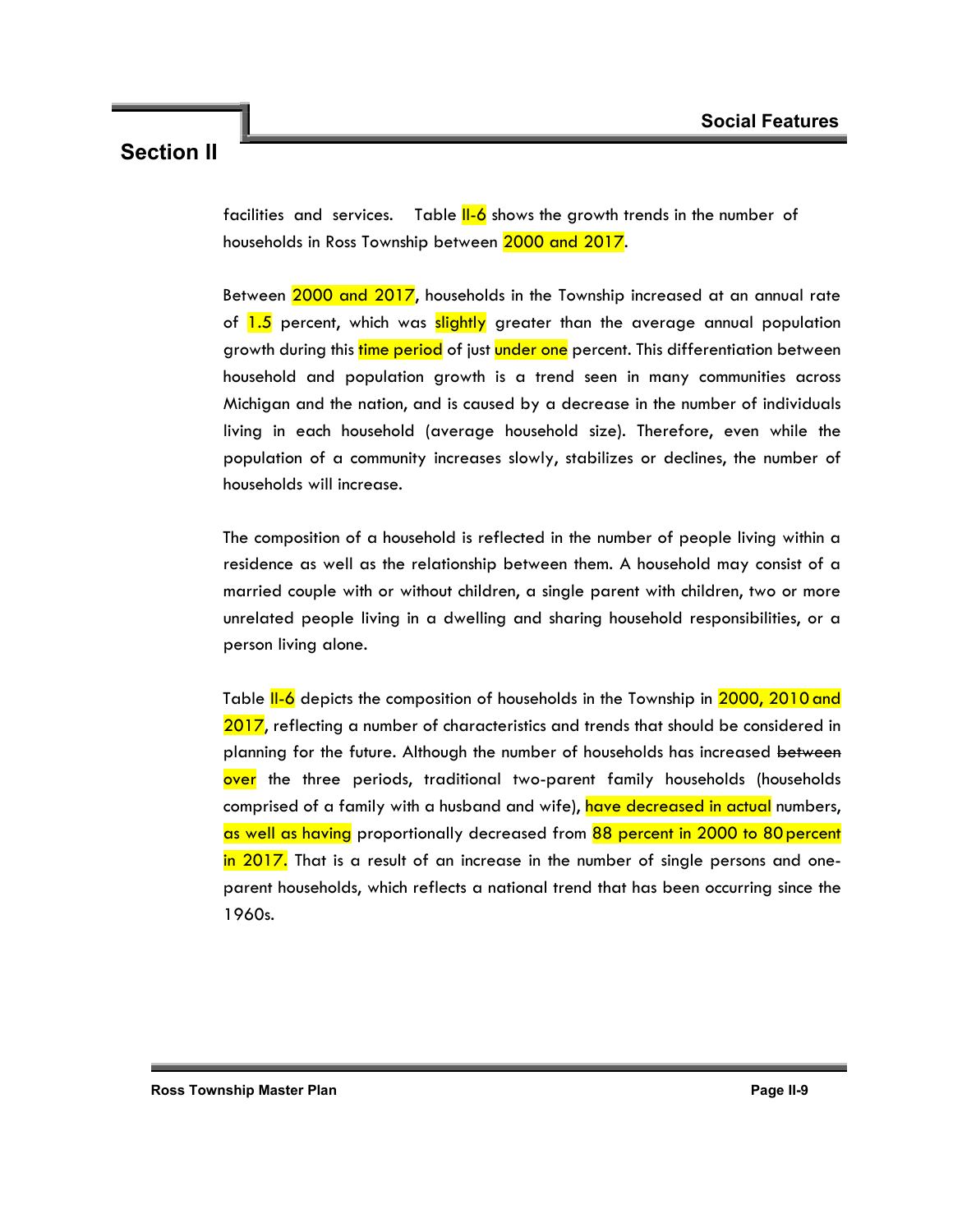facilities and services. Table II-6 shows the growth trends in the number of households in Ross Township between 2000 and 2017.

Between 2000 and 2017, households in the Township increased at an annual rate of 1.5 percent, which was slightly greater than the average annual population growth during this time period of just under one percent. This differentiation between household and population growth is a trend seen in many communities across Michigan and the nation, and is caused by a decrease in the number of individuals living in each household (average household size). Therefore, even while the population of a community increases slowly, stabilizes or declines, the number of households will increase.

The composition of a household is reflected in the number of people living within a residence as well as the relationship between them. A household may consist of a married couple with or without children, a single parent with children, two or more unrelated people living in a dwelling and sharing household responsibilities, or a person living alone.

Table II-6 depicts the composition of households in the Township in 2000, 2010 and 2017, reflecting a number of characteristics and trends that should be considered in planning for the future. Although the number of households has increased ~~between~~ over the three periods, traditional two-parent family households (households comprised of a family with a husband and wife), have decreased in actual numbers, as well as having proportionally decreased from 88 percent in 2000 to 80 percent in 2017. That is a result of an increase in the number of single persons and one-parent households, which reflects a national trend that has been occurring since the 1960s.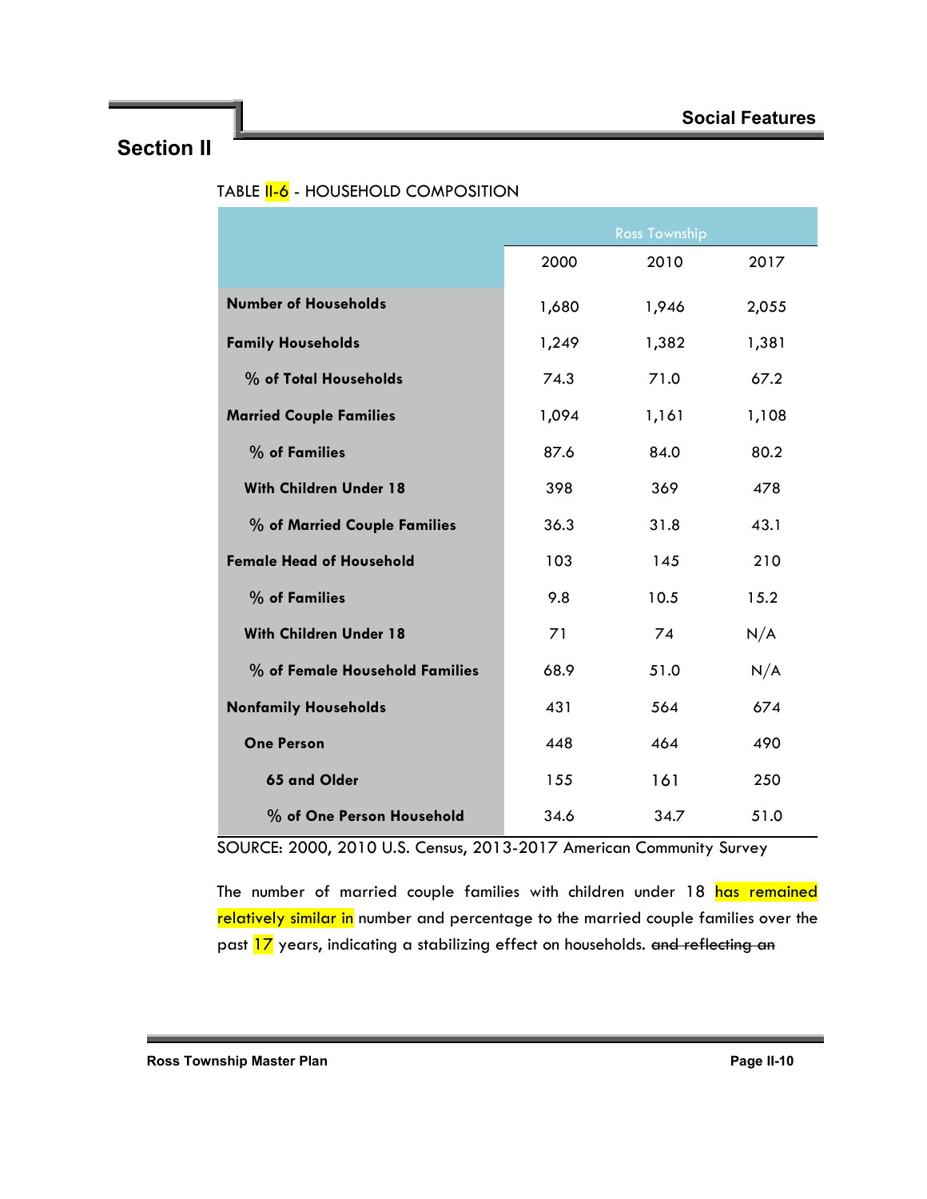TABLE II-6 - HOUSEHOLD COMPOSITION

| | Ross Township | | |
|---|---|---|---|
| | 2000 | 2010 | 2017 |
| **Number of Households** | 1,680 | 1,946 | 2,055 |
| **Family Households** | 1,249 | 1,382 | 1,381 |
| **% of Total Households** | 74.3 | 71.0 | 67.2 |
| **Married Couple Families** | 1,094 | 1,161 | 1,108 |
| **% of Families** | 87.6 | 84.0 | 80.2 |
| **With Children Under 18** | 398 | 369 | 478 |
| **% of Married Couple Families** | 36.3 | 31.8 | 43.1 |
| **Female Head of Household** | 103 | 145 | 210 |
| **% of Families** | 9.8 | 10.5 | 15.2 |
| **With Children Under 18** | 71 | 74 | N/A |
| **% of Female Household Families** | 68.9 | 51.0 | N/A |
| **Nonfamily Households** | 431 | 564 | 674 |
| **One Person** | 448 | 464 | 490 |
| **65 and Older** | 155 | 161 | 250 |
| **% of One Person Household** | 34.6 | 34.7 | 51.0 |

SOURCE: 2000, 2010 U.S. Census, 2013-2017 American Community Survey

The number of married couple families with children under 18 has remained relatively similar in number and percentage to the married couple families over the past 17 years, indicating a stabilizing effect on households. ~~and reflecting an~~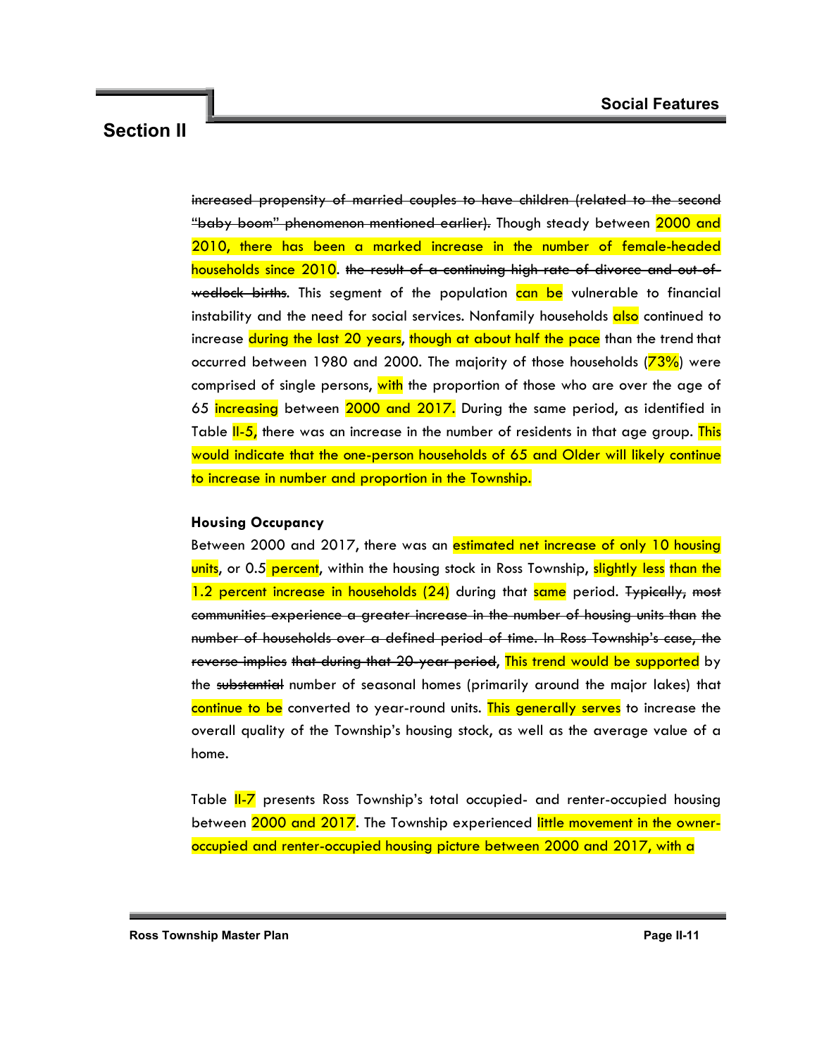~~increased propensity of married couples to have children (related to the second "baby boom" phenomenon mentioned earlier).~~ Though steady between 2000 and 2010, there has been a marked increase in the number of female-headed households since 2010. ~~the result of a continuing high rate of divorce and out-of-wedlock births~~. This segment of the population can be vulnerable to financial instability and the need for social services. Nonfamily households also continued to increase during the last 20 years, though at about half the pace than the trend that occurred between 1980 and 2000. The majority of those households (73%) were comprised of single persons, with the proportion of those who are over the age of 65 increasing between 2000 and 2017. During the same period, as identified in Table II-5, there was an increase in the number of residents in that age group. This would indicate that the one-person households of 65 and Older will likely continue to increase in number and proportion in the Township.

**Housing Occupancy**

Between 2000 and 2017, there was an estimated net increase of only 10 housing units, or 0.5 percent, within the housing stock in Ross Township, slightly less than the 1.2 percent increase in households (24) during that same period. ~~Typically, most communities experience a greater increase in the number of housing units than the number of households over a defined period of time. In Ross Township's case, the reverse implies that during that 20-year period~~, This trend would be supported by the ~~substantial~~ number of seasonal homes (primarily around the major lakes) that continue to be converted to year-round units. This generally serves to increase the overall quality of the Township's housing stock, as well as the average value of a home.

Table II-7 presents Ross Township's total occupied- and renter-occupied housing between 2000 and 2017. The Township experienced little movement in the owner-occupied and renter-occupied housing picture between 2000 and 2017, with a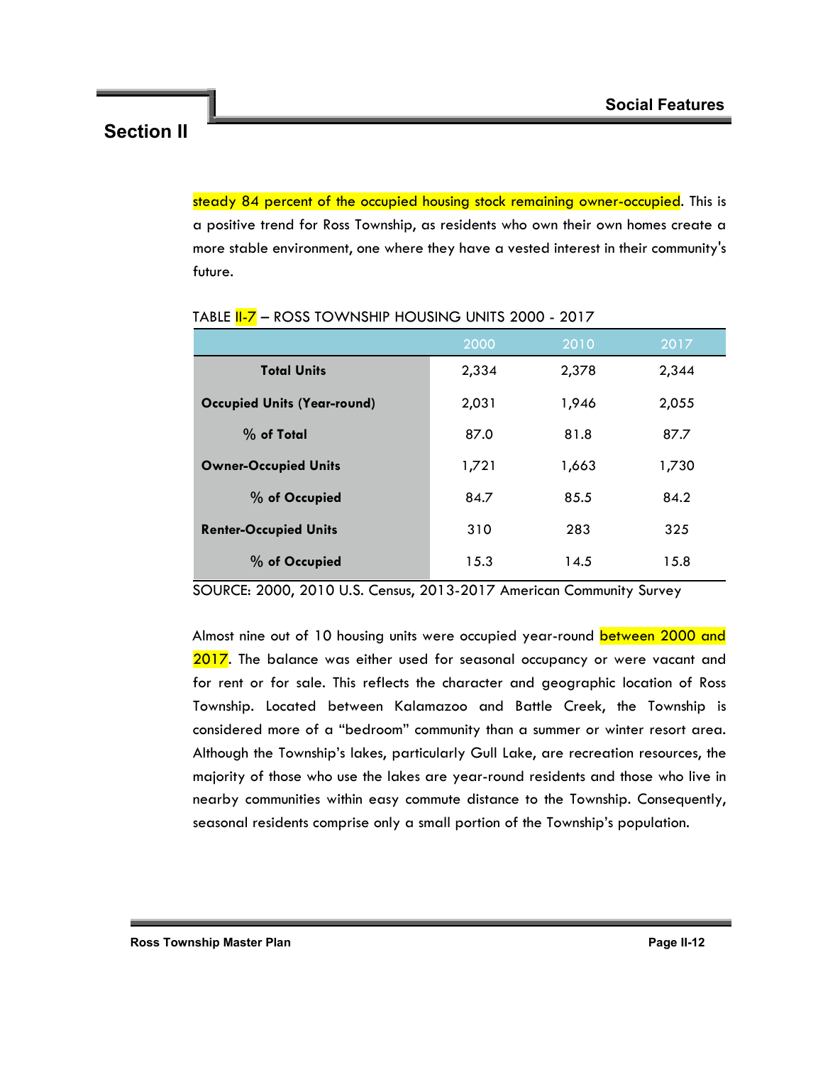steady 84 percent of the occupied housing stock remaining owner-occupied. This is a positive trend for Ross Township, as residents who own their own homes create a more stable environment, one where they have a vested interest in their community's future.

TABLE II-7 – ROSS TOWNSHIP HOUSING UNITS 2000 - 2017

| | 2000 | 2010 | 2017 |
|---|---|---|---|
| **Total Units** | 2,334 | 2,378 | 2,344 |
| **Occupied Units (Year-round)** | 2,031 | 1,946 | 2,055 |
| **% of Total** | 87.0 | 81.8 | 87.7 |
| **Owner-Occupied Units** | 1,721 | 1,663 | 1,730 |
| **% of Occupied** | 84.7 | 85.5 | 84.2 |
| **Renter-Occupied Units** | 310 | 283 | 325 |
| **% of Occupied** | 15.3 | 14.5 | 15.8 |

SOURCE: 2000, 2010 U.S. Census, 2013-2017 American Community Survey

Almost nine out of 10 housing units were occupied year-round between 2000 and 2017. The balance was either used for seasonal occupancy or were vacant and for rent or for sale. This reflects the character and geographic location of Ross Township. Located between Kalamazoo and Battle Creek, the Township is considered more of a "bedroom" community than a summer or winter resort area. Although the Township's lakes, particularly Gull Lake, are recreation resources, the majority of those who use the lakes are year-round residents and those who live in nearby communities within easy commute distance to the Township. Consequently, seasonal residents comprise only a small portion of the Township's population.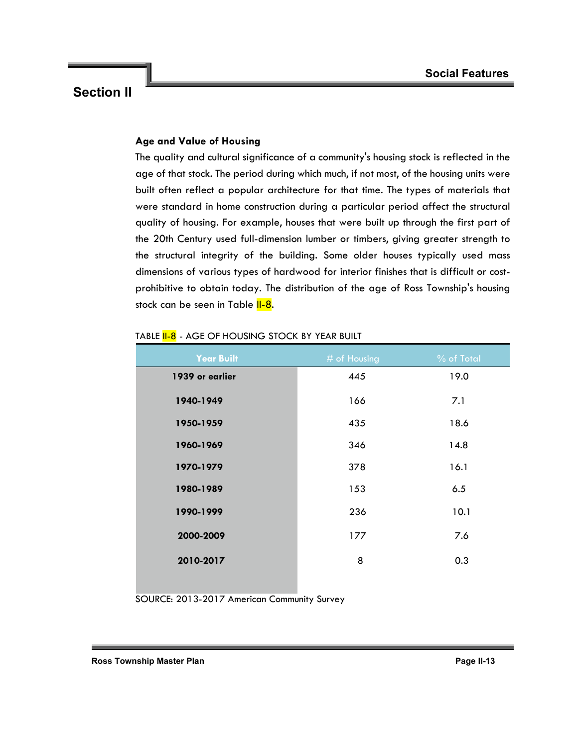## Age and Value of Housing

The quality and cultural significance of a community's housing stock is reflected in the age of that stock. The period during which much, if not most, of the housing units were built often reflect a popular architecture for that time. The types of materials that were standard in home construction during a particular period affect the structural quality of housing. For example, houses that were built up through the first part of the 20th Century used full-dimension lumber or timbers, giving greater strength to the structural integrity of the building. Some older houses typically used mass dimensions of various types of hardwood for interior finishes that is difficult or cost-prohibitive to obtain today. The distribution of the age of Ross Township's housing stock can be seen in Table II-8.

TABLE II-8 - AGE OF HOUSING STOCK BY YEAR BUILT

| Year Built | # of Housing | % of Total |
|---|---|---|
| **1939 or earlier** | 445 | 19.0 |
| **1940-1949** | 166 | 7.1 |
| **1950-1959** | 435 | 18.6 |
| **1960-1969** | 346 | 14.8 |
| **1970-1979** | 378 | 16.1 |
| **1980-1989** | 153 | 6.5 |
| **1990-1999** | 236 | 10.1 |
| **2000-2009** | 177 | 7.6 |
| **2010-2017** | 8 | 0.3 |

SOURCE: 2013-2017 American Community Survey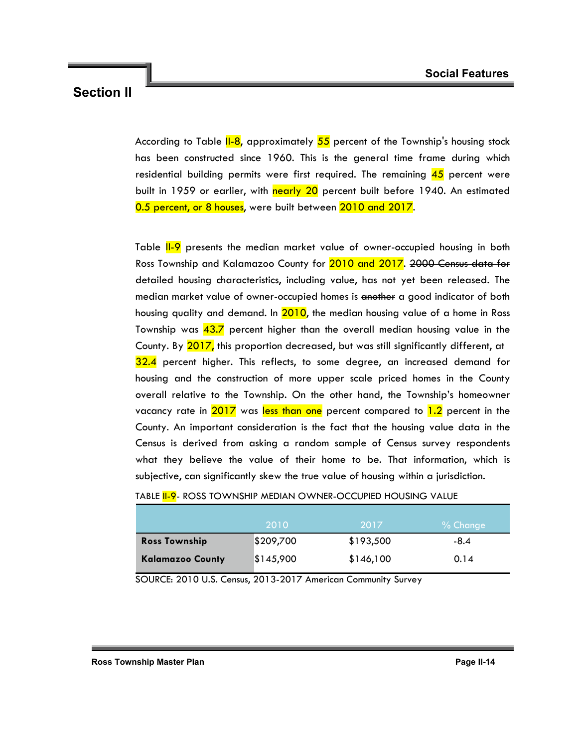According to Table II-8, approximately 55 percent of the Township's housing stock has been constructed since 1960. This is the general time frame during which residential building permits were first required. The remaining 45 percent were built in 1959 or earlier, with nearly 20 percent built before 1940. An estimated 0.5 percent, or 8 houses, were built between 2010 and 2017.

Table II-9 presents the median market value of owner-occupied housing in both Ross Township and Kalamazoo County for 2010 and 2017. ~~2000 Census data for detailed housing characteristics, including value, has not yet been released.~~ The median market value of owner-occupied homes is ~~another~~ a good indicator of both housing quality and demand. In 2010, the median housing value of a home in Ross Township was 43.7 percent higher than the overall median housing value in the County. By 2017, this proportion decreased, but was still significantly different, at 32.4 percent higher. This reflects, to some degree, an increased demand for housing and the construction of more upper scale priced homes in the County overall relative to the Township. On the other hand, the Township's homeowner vacancy rate in 2017 was less than one percent compared to 1.2 percent in the County. An important consideration is the fact that the housing value data in the Census is derived from asking a random sample of Census survey respondents what they believe the value of their home to be. That information, which is subjective, can significantly skew the true value of housing within a jurisdiction.

TABLE II-9- ROSS TOWNSHIP MEDIAN OWNER-OCCUPIED HOUSING VALUE

| | 2010 | 2017 | % Change |
|---|---|---|---|
| **Ross Township** | $209,700 | $193,500 | -8.4 |
| **Kalamazoo County** | $145,900 | $146,100 | 0.14 |

SOURCE: 2010 U.S. Census, 2013-2017 American Community Survey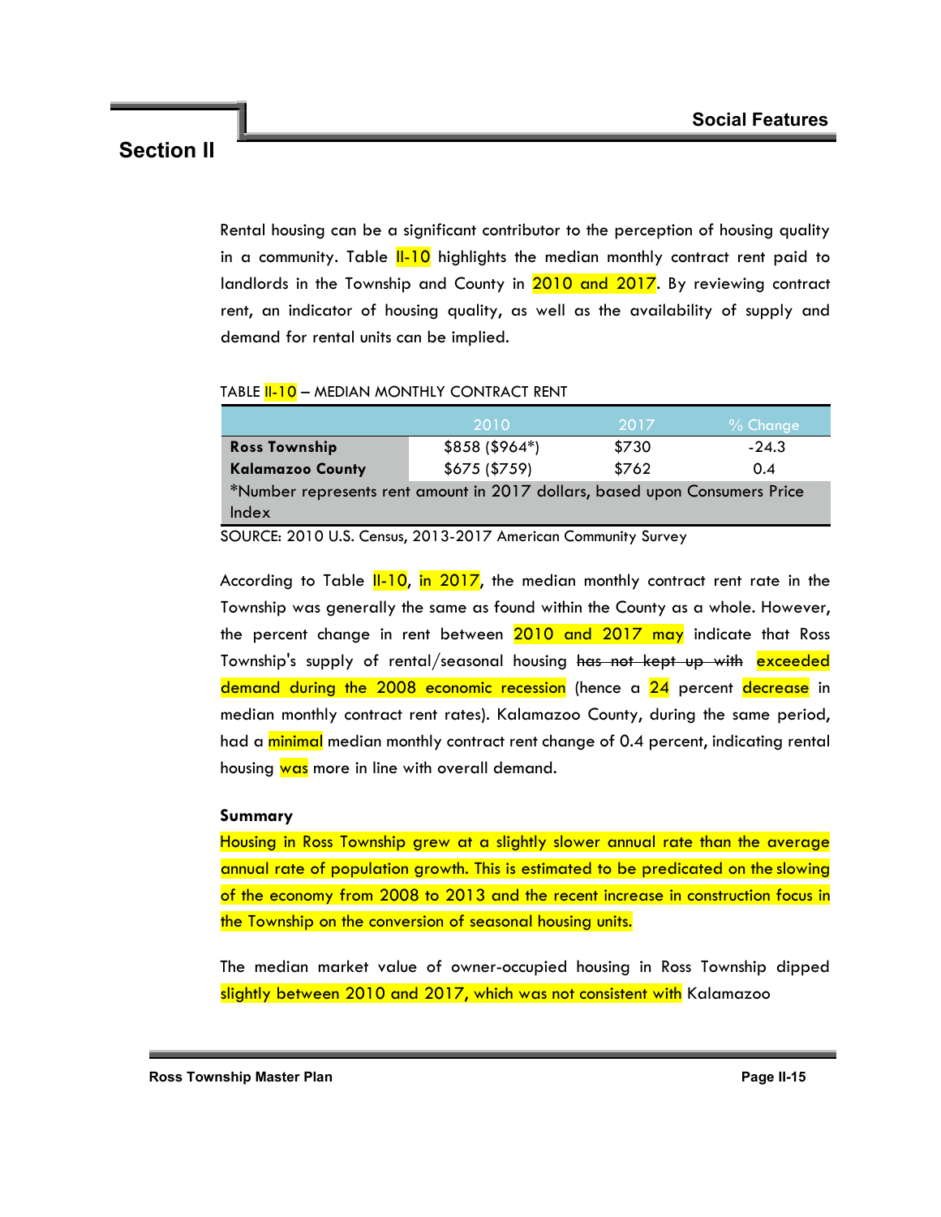Rental housing can be a significant contributor to the perception of housing quality in a community. Table II-10 highlights the median monthly contract rent paid to landlords in the Township and County in 2010 and 2017. By reviewing contract rent, an indicator of housing quality, as well as the availability of supply and demand for rental units can be implied.

TABLE II-10 – MEDIAN MONTHLY CONTRACT RENT

| | 2010 | 2017 | % Change |
|---|---|---|---|
| **Ross Township** | $858 ($964*) | $730 | -24.3 |
| **Kalamazoo County** | $675 ($759) | $762 | 0.4 |
| *Number represents rent amount in 2017 dollars, based upon Consumers Price Index | | | |

SOURCE: 2010 U.S. Census, 2013-2017 American Community Survey

According to Table II-10, in 2017, the median monthly contract rent rate in the Township was generally the same as found within the County as a whole. However, the percent change in rent between 2010 and 2017 may indicate that Ross Township's supply of rental/seasonal housing ~~has not kept up with~~ exceeded demand during the 2008 economic recession (hence a 24 percent decrease in median monthly contract rent rates). Kalamazoo County, during the same period, had a minimal median monthly contract rent change of 0.4 percent, indicating rental housing was more in line with overall demand.

**Summary**

Housing in Ross Township grew at a slightly slower annual rate than the average annual rate of population growth. This is estimated to be predicated on the slowing of the economy from 2008 to 2013 and the recent increase in construction focus in the Township on the conversion of seasonal housing units.

The median market value of owner-occupied housing in Ross Township dipped slightly between 2010 and 2017, which was not consistent with Kalamazoo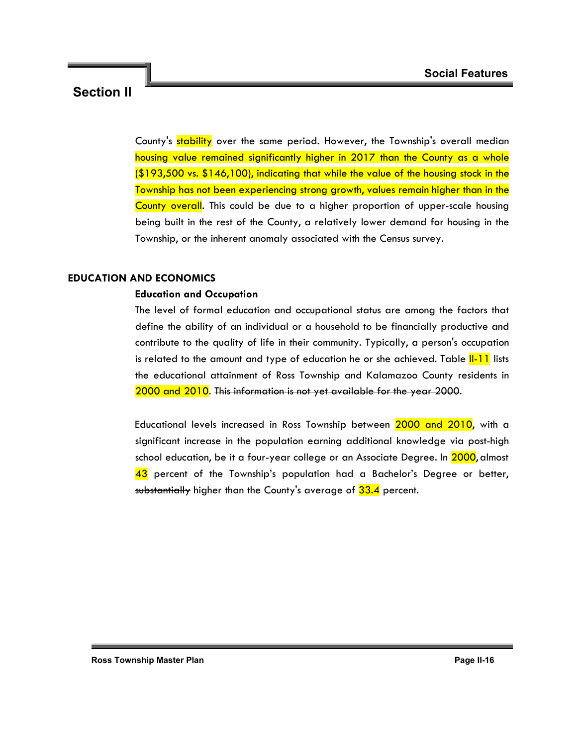County's stability over the same period. However, the Township's overall median housing value remained significantly higher in 2017 than the County as a whole ($193,500 vs. $146,100), indicating that while the value of the housing stock in the Township has not been experiencing strong growth, values remain higher than in the County overall. This could be due to a higher proportion of upper-scale housing being built in the rest of the County, a relatively lower demand for housing in the Township, or the inherent anomaly associated with the Census survey.

## EDUCATION AND ECONOMICS

### Education and Occupation

The level of formal education and occupational status are among the factors that define the ability of an individual or a household to be financially productive and contribute to the quality of life in their community. Typically, a person's occupation is related to the amount and type of education he or she achieved. Table II-11 lists the educational attainment of Ross Township and Kalamazoo County residents in 2000 and 2010. ~~This information is not yet available for the year 2000~~.

Educational levels increased in Ross Township between 2000 and 2010, with a significant increase in the population earning additional knowledge via post-high school education, be it a four-year college or an Associate Degree. In 2000, almost 43 percent of the Township's population had a Bachelor's Degree or better, ~~substantially~~ higher than the County's average of 33.4 percent.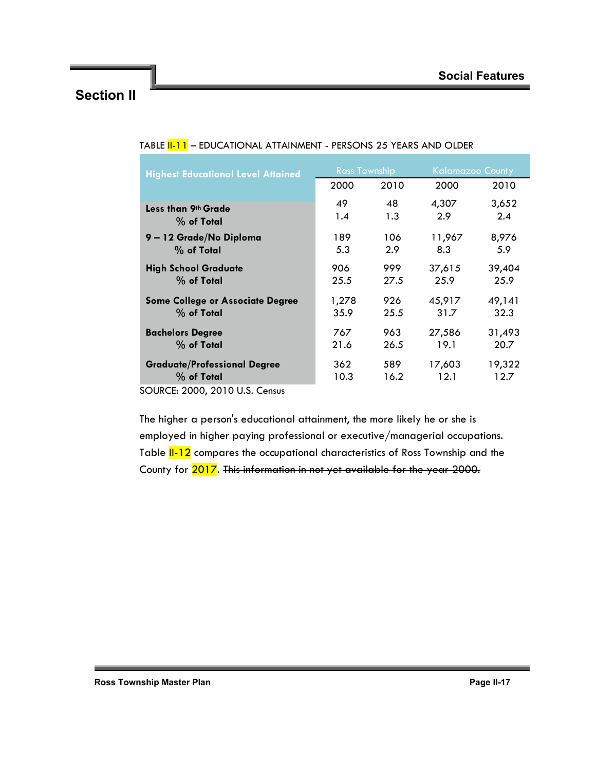TABLE II-11 – EDUCATIONAL ATTAINMENT - PERSONS 25 YEARS AND OLDER

| Highest Educational Level Attained | Ross Township | | Kalamazoo County | |
|---|---|---|---|---|
| | 2000 | 2010 | 2000 | 2010 |
| **Less than 9th Grade** | 49 | 48 | 4,307 | 3,652 |
| **% of Total** | 1.4 | 1.3 | 2.9 | 2.4 |
| **9 – 12 Grade/No Diploma** | 189 | 106 | 11,967 | 8,976 |
| **% of Total** | 5.3 | 2.9 | 8.3 | 5.9 |
| **High School Graduate** | 906 | 999 | 37,615 | 39,404 |
| **% of Total** | 25.5 | 27.5 | 25.9 | 25.9 |
| **Some College or Associate Degree** | 1,278 | 926 | 45,917 | 49,141 |
| **% of Total** | 35.9 | 25.5 | 31.7 | 32.3 |
| **Bachelors Degree** | 767 | 963 | 27,586 | 31,493 |
| **% of Total** | 21.6 | 26.5 | 19.1 | 20.7 |
| **Graduate/Professional Degree** | 362 | 589 | 17,603 | 19,322 |
| **% of Total** | 10.3 | 16.2 | 12.1 | 12.7 |

SOURCE: 2000, 2010 U.S. Census

The higher a person's educational attainment, the more likely he or she is employed in higher paying professional or executive/managerial occupations. Table II-12 compares the occupational characteristics of Ross Township and the County for 2017. ~~This information in not yet available for the year 2000.~~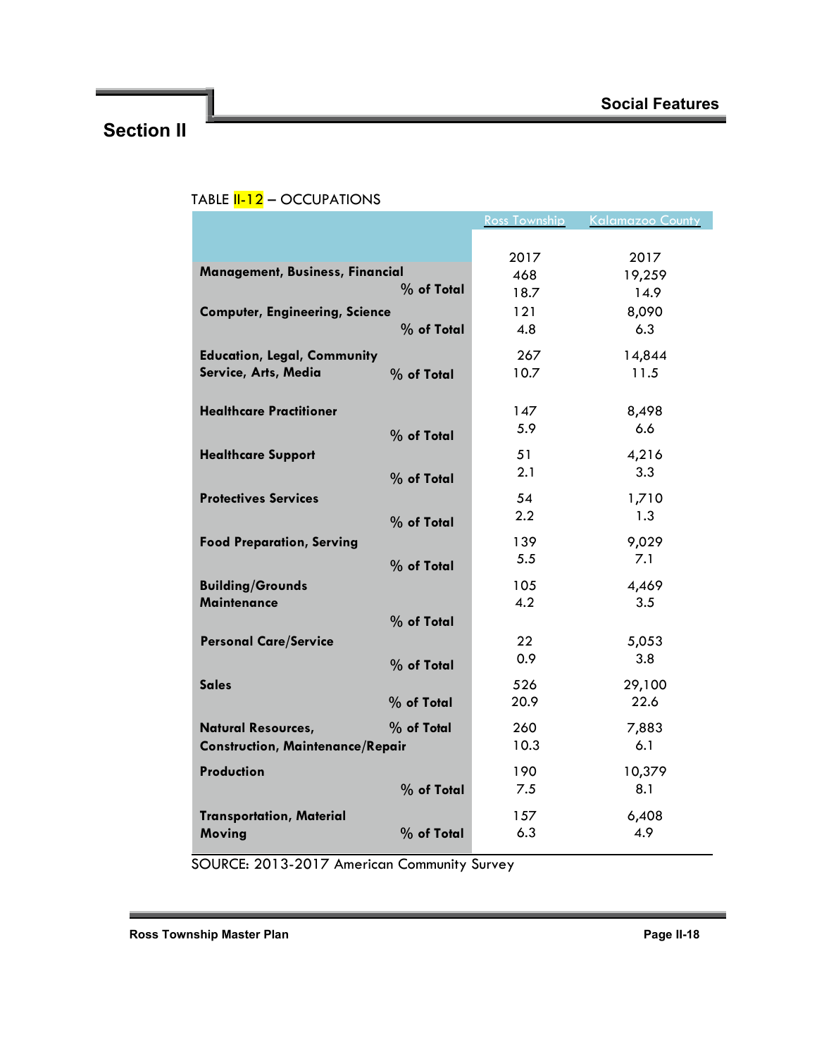TABLE II-12 – OCCUPATIONS

| | Ross Township | Kalamazoo County |
|---|---|---|
| | 2017 | 2017 |
| **Management, Business, Financial** | 468 | 19,259 |
| % of Total | 18.7 | 14.9 |
| **Computer, Engineering, Science** | 121 | 8,090 |
| % of Total | 4.8 | 6.3 |
| **Education, Legal, Community Service, Arts, Media** | 267 | 14,844 |
| % of Total | 10.7 | 11.5 |
| **Healthcare Practitioner** | 147 | 8,498 |
| % of Total | 5.9 | 6.6 |
| **Healthcare Support** | 51 | 4,216 |
| % of Total | 2.1 | 3.3 |
| **Protectives Services** | 54 | 1,710 |
| % of Total | 2.2 | 1.3 |
| **Food Preparation, Serving** | 139 | 9,029 |
| % of Total | 5.5 | 7.1 |
| **Building/Grounds Maintenance** | 105 | 4,469 |
| % of Total | 4.2 | 3.5 |
| **Personal Care/Service** | 22 | 5,053 |
| % of Total | 0.9 | 3.8 |
| **Sales** | 526 | 29,100 |
| % of Total | 20.9 | 22.6 |
| **Natural Resources, Construction, Maintenance/Repair** | 260 | 7,883 |
| % of Total | 10.3 | 6.1 |
| **Production** | 190 | 10,379 |
| % of Total | 7.5 | 8.1 |
| **Transportation, Material Moving** | 157 | 6,408 |
| % of Total | 6.3 | 4.9 |

SOURCE: 2013-2017 American Community Survey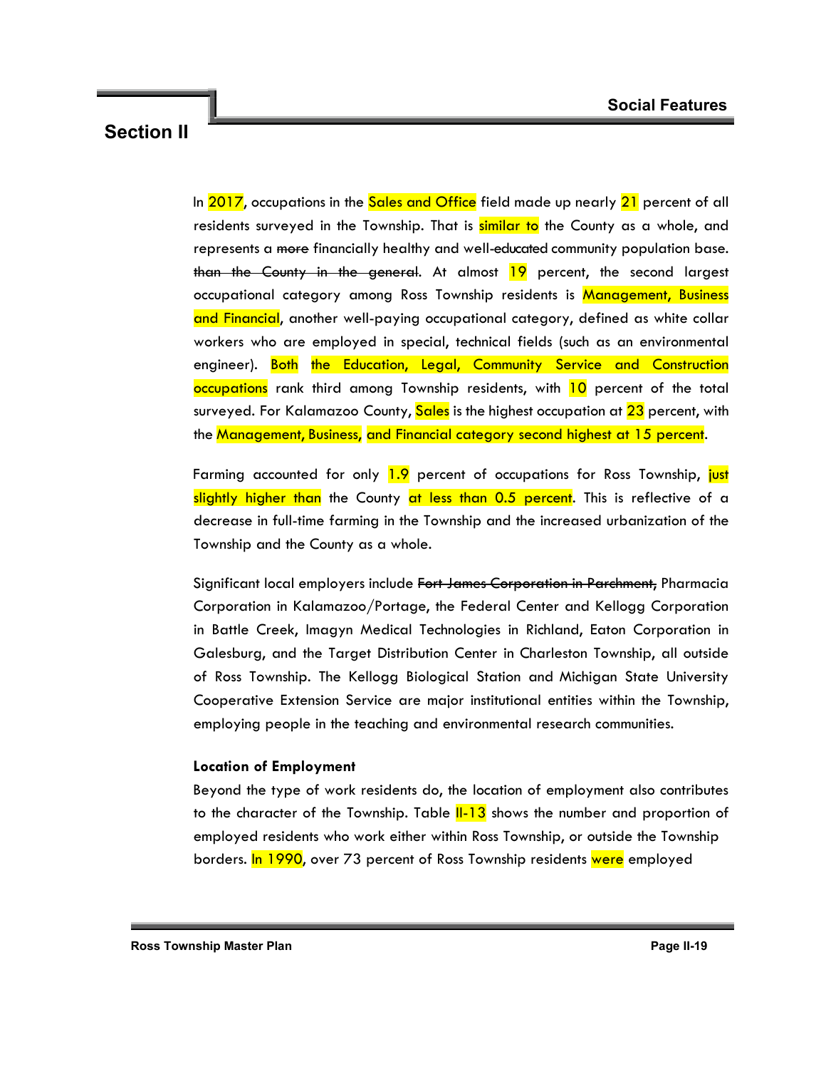## Section II

In 2017, occupations in the Sales and Office field made up nearly 21 percent of all residents surveyed in the Township. That is similar to the County as a whole, and represents a ~~more~~ financially healthy and well-~~educated~~ community population base. ~~than the County in the general~~. At almost 19 percent, the second largest occupational category among Ross Township residents is Management, Business and Financial, another well-paying occupational category, defined as white collar workers who are employed in special, technical fields (such as an environmental engineer). Both the Education, Legal, Community Service and Construction occupations rank third among Township residents, with 10 percent of the total surveyed. For Kalamazoo County, Sales is the highest occupation at 23 percent, with the Management, Business, and Financial category second highest at 15 percent.

Farming accounted for only 1.9 percent of occupations for Ross Township, just slightly higher than the County at less than 0.5 percent. This is reflective of a decrease in full-time farming in the Township and the increased urbanization of the Township and the County as a whole.

Significant local employers include ~~Fort James Corporation in Parchment,~~ Pharmacia Corporation in Kalamazoo/Portage, the Federal Center and Kellogg Corporation in Battle Creek, Imagyn Medical Technologies in Richland, Eaton Corporation in Galesburg, and the Target Distribution Center in Charleston Township, all outside of Ross Township. The Kellogg Biological Station and Michigan State University Cooperative Extension Service are major institutional entities within the Township, employing people in the teaching and environmental research communities.

**Location of Employment**

Beyond the type of work residents do, the location of employment also contributes to the character of the Township. Table II-13 shows the number and proportion of employed residents who work either within Ross Township, or outside the Township borders. In 1990, over 73 percent of Ross Township residents were employed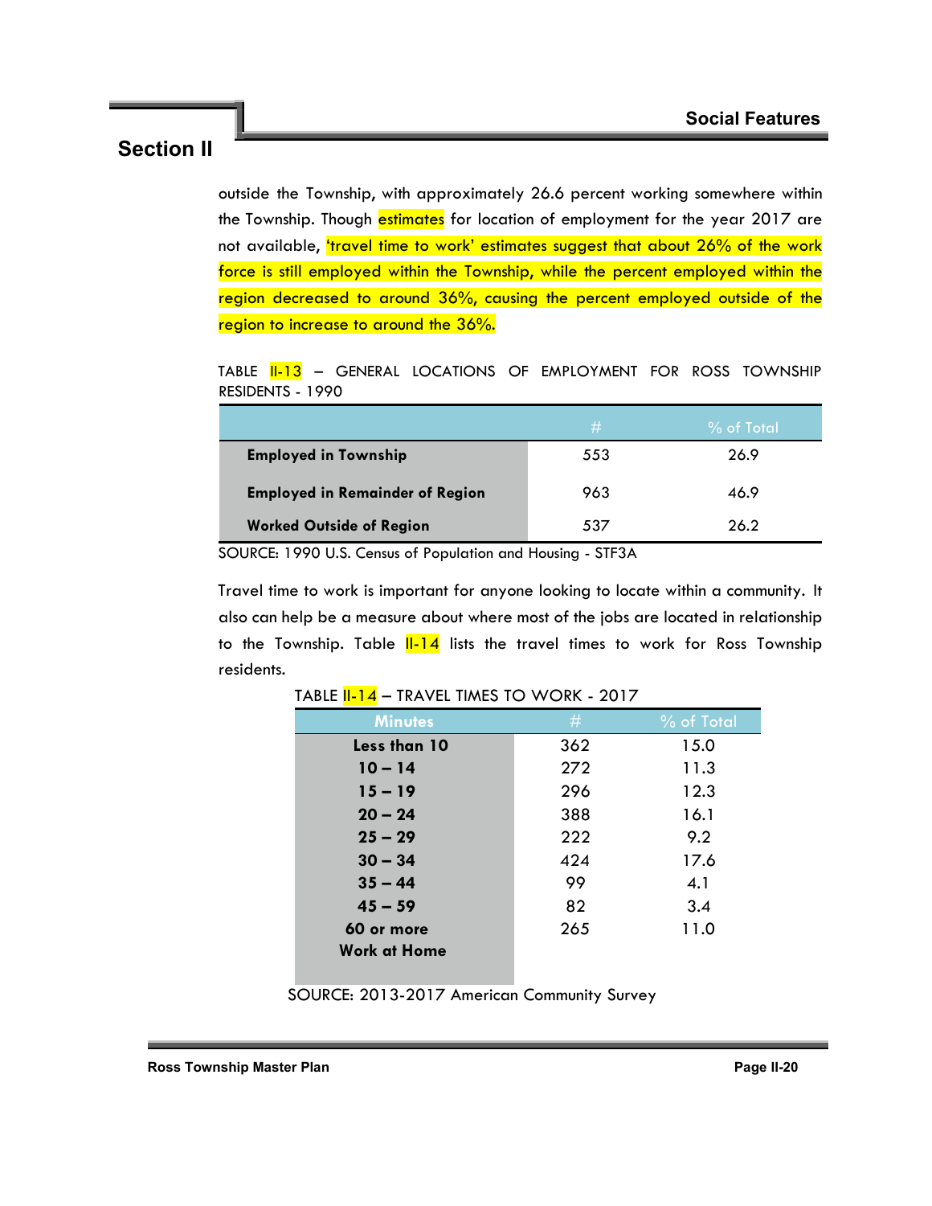outside the Township, with approximately 26.6 percent working somewhere within the Township. Though estimates for location of employment for the year 2017 are not available, 'travel time to work' estimates suggest that about 26% of the work force is still employed within the Township, while the percent employed within the region decreased to around 36%, causing the percent employed outside of the region to increase to around the 36%.

TABLE II-13 – GENERAL LOCATIONS OF EMPLOYMENT FOR ROSS TOWNSHIP RESIDENTS - 1990

| | # | % of Total |
|---|---|---|
| **Employed in Township** | 553 | 26.9 |
| **Employed in Remainder of Region** | 963 | 46.9 |
| **Worked Outside of Region** | 537 | 26.2 |

SOURCE: 1990 U.S. Census of Population and Housing - STF3A

Travel time to work is important for anyone looking to locate within a community. It also can help be a measure about where most of the jobs are located in relationship to the Township. Table II-14 lists the travel times to work for Ross Township residents.

TABLE II-14 – TRAVEL TIMES TO WORK - 2017

| Minutes | # | % of Total |
|---|---|---|
| **Less than 10** | 362 | 15.0 |
| **10 – 14** | 272 | 11.3 |
| **15 – 19** | 296 | 12.3 |
| **20 – 24** | 388 | 16.1 |
| **25 – 29** | 222 | 9.2 |
| **30 – 34** | 424 | 17.6 |
| **35 – 44** | 99 | 4.1 |
| **45 – 59** | 82 | 3.4 |
| **60 or more** | 265 | 11.0 |
| **Work at Home** | | |

SOURCE: 2013-2017 American Community Survey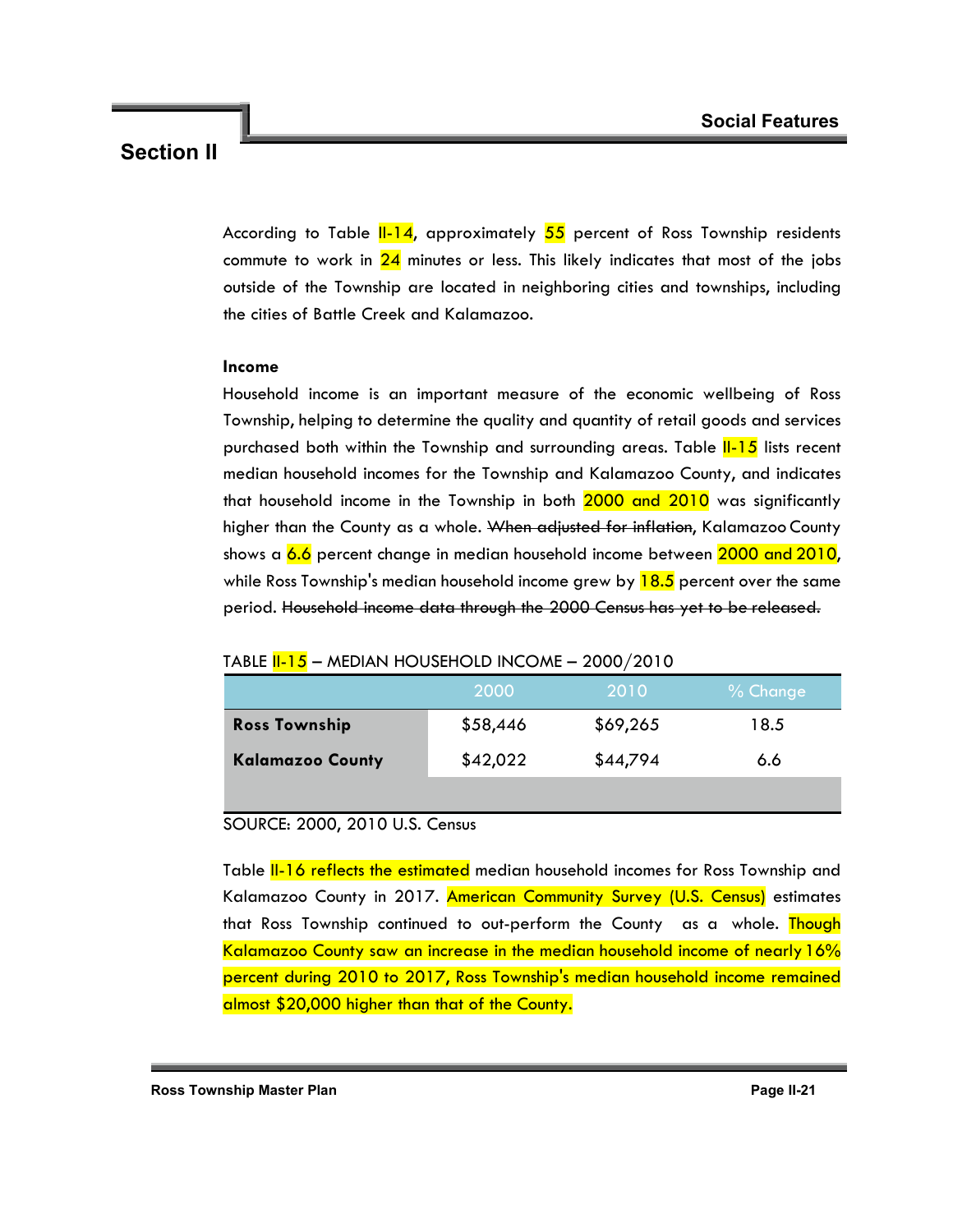According to Table II-14, approximately 55 percent of Ross Township residents commute to work in 24 minutes or less. This likely indicates that most of the jobs outside of the Township are located in neighboring cities and townships, including the cities of Battle Creek and Kalamazoo.

**Income**

Household income is an important measure of the economic wellbeing of Ross Township, helping to determine the quality and quantity of retail goods and services purchased both within the Township and surrounding areas. Table II-15 lists recent median household incomes for the Township and Kalamazoo County, and indicates that household income in the Township in both 2000 and 2010 was significantly higher than the County as a whole. ~~When adjusted for inflation~~, Kalamazoo County shows a 6.6 percent change in median household income between 2000 and 2010, while Ross Township's median household income grew by 18.5 percent over the same period. ~~Household income data through the 2000 Census has yet to be released.~~

TABLE II-15 – MEDIAN HOUSEHOLD INCOME – 2000/2010

| | 2000 | 2010 | % Change |
|---|---|---|---|
| **Ross Township** | $58,446 | $69,265 | 18.5 |
| **Kalamazoo County** | $42,022 | $44,794 | 6.6 |

SOURCE: 2000, 2010 U.S. Census

Table II-16 reflects the estimated median household incomes for Ross Township and Kalamazoo County in 2017. American Community Survey (U.S. Census) estimates that Ross Township continued to out-perform the County as a whole. Though Kalamazoo County saw an increase in the median household income of nearly 16% percent during 2010 to 2017, Ross Township's median household income remained almost $20,000 higher than that of the County.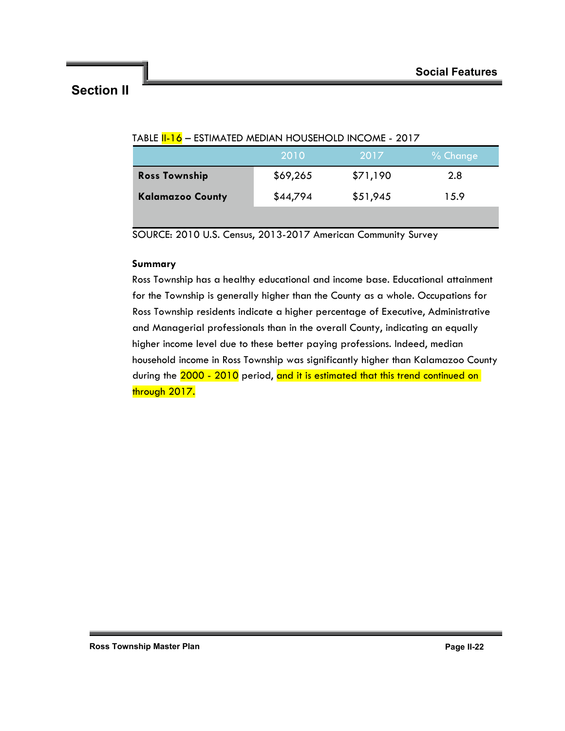TABLE II-16 – ESTIMATED MEDIAN HOUSEHOLD INCOME - 2017

| | 2010 | 2017 | % Change |
|---|---|---|---|
| **Ross Township** | $69,265 | $71,190 | 2.8 |
| **Kalamazoo County** | $44,794 | $51,945 | 15.9 |

SOURCE: 2010 U.S. Census, 2013-2017 American Community Survey

**Summary**

Ross Township has a healthy educational and income base. Educational attainment for the Township is generally higher than the County as a whole. Occupations for Ross Township residents indicate a higher percentage of Executive, Administrative and Managerial professionals than in the overall County, indicating an equally higher income level due to these better paying professions. Indeed, median household income in Ross Township was significantly higher than Kalamazoo County during the 2000 - 2010 period, and it is estimated that this trend continued on through 2017.